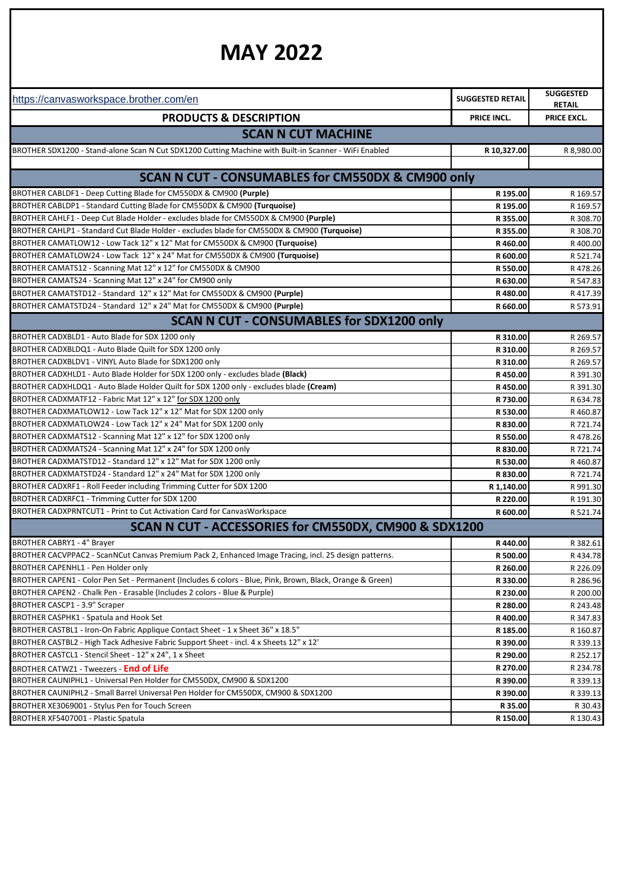# MAY 2022

| https://canvasworkspace.brother.com/en | SUGGESTED RETAIL | SUGGESTED RETAIL |
|---|---|---|
| **PRODUCTS & DESCRIPTION** | **PRICE INCL.** | **PRICE EXCL.** |
| **SCAN N CUT MACHINE** | | |
| BROTHER SDX1200 - Stand-alone Scan N Cut SDX1200 Cutting Machine with Built-in Scanner - WiFi Enabled | **R 10,327.00** | R 8,980.00 |
| | | |
| **SCAN N CUT - CONSUMABLES for CM550DX & CM900 only** | | |
| BROTHER CABLDF1 - Deep Cutting Blade for CM550DX & CM900 **(Purple)** | **R 195.00** | R 169.57 |
| BROTHER CABLDP1 - Standard Cutting Blade for CM550DX & CM900 **(Turquoise)** | **R 195.00** | R 169.57 |
| BROTHER CAHLF1 - Deep Cut Blade Holder - excludes blade for CM550DX & CM900 **(Purple)** | **R 355.00** | R 308.70 |
| BROTHER CAHLP1 - Standard Cut Blade Holder - excludes blade for CM550DX & CM900 **(Turquoise)** | **R 355.00** | R 308.70 |
| BROTHER CAMATLOW12 - Low Tack 12" x 12" Mat for CM550DX & CM900 **(Turquoise)** | **R 460.00** | R 400.00 |
| BROTHER CAMATLOW24 - Low Tack 12" x 24" Mat for CM550DX & CM900 **(Turquoise)** | **R 600.00** | R 521.74 |
| BROTHER CAMATS12 - Scanning Mat 12" x 12" for CM550DX & CM900 | **R 550.00** | R 478.26 |
| BROTHER CAMATS24 - Scanning Mat 12" x 24" for CM900 only | **R 630.00** | R 547.83 |
| BROTHER CAMATSTD12 - Standard 12" x 12" Mat for CM550DX & CM900 **(Purple)** | **R 480.00** | R 417.39 |
| BROTHER CAMATSTD24 - Standard 12" x 24" Mat for CM550DX & CM900 **(Purple)** | **R 660.00** | R 573.91 |
| **SCAN N CUT - CONSUMABLES for SDX1200 only** | | |
| BROTHER CADXBLD1 - Auto Blade for SDX 1200 only | **R 310.00** | R 269.57 |
| BROTHER CADXBLDQ1 - Auto Blade Quilt for SDX 1200 only | **R 310.00** | R 269.57 |
| BROTHER CADXBLDV1 - VINYL Auto Blade for SDX1200 only | **R 310.00** | R 269.57 |
| BROTHER CADXHLD1 - Auto Blade Holder for SDX 1200 only - excludes blade **(Black)** | **R 450.00** | R 391.30 |
| BROTHER CADXHLDQ1 - Auto Blade Holder Quilt for SDX 1200 only - excludes blade **(Cream)** | **R 450.00** | R 391.30 |
| BROTHER CADXMATF12 - Fabric Mat 12" x 12" for SDX 1200 only | **R 730.00** | R 634.78 |
| BROTHER CADXMATLOW12 - Low Tack 12" x 12" Mat for SDX 1200 only | **R 530.00** | R 460.87 |
| BROTHER CADXMATLOW24 - Low Tack 12" x 24" Mat for SDX 1200 only | **R 830.00** | R 721.74 |
| BROTHER CADXMATS12 - Scanning Mat 12" x 12" for SDX 1200 only | **R 550.00** | R 478.26 |
| BROTHER CADXMATS24 - Scanning Mat 12" x 24" for SDX 1200 only | **R 830.00** | R 721.74 |
| BROTHER CADXMATSTD12 - Standard 12" x 12" Mat for SDX 1200 only | **R 530.00** | R 460.87 |
| BROTHER CADXMATSTD24 - Standard 12" x 24" Mat for SDX 1200 only | **R 830.00** | R 721.74 |
| BROTHER CADXRF1 - Roll Feeder including Trimming Cutter for SDX 1200 | **R 1,140.00** | R 991.30 |
| BROTHER CADXRFC1 - Trimming Cutter for SDX 1200 | **R 220.00** | R 191.30 |
| BROTHER CADXPRNTCUT1 - Print to Cut Activation Card for CanvasWorkspace | **R 600.00** | R 521.74 |
| **SCAN N CUT - ACCESSORIES for CM550DX, CM900 & SDX1200** | | |
| BROTHER CABRY1 - 4" Brayer | **R 440.00** | R 382.61 |
| BROTHER CACVPPAC2 - ScanNCut Canvas Premium Pack 2, Enhanced Image Tracing, incl. 25 design patterns. | **R 500.00** | R 434.78 |
| BROTHER CAPENHL1 - Pen Holder only | **R 260.00** | R 226.09 |
| BROTHER CAPEN1 - Color Pen Set - Permanent (Includes 6 colors - Blue, Pink, Brown, Black, Orange & Green) | **R 330.00** | R 286.96 |
| BROTHER CAPEN2 - Chalk Pen - Erasable (Includes 2 colors - Blue & Purple) | **R 230.00** | R 200.00 |
| BROTHER CASCP1 - 3.9" Scraper | **R 280.00** | R 243.48 |
| BROTHER CASPHK1 - Spatula and Hook Set | **R 400.00** | R 347.83 |
| BROTHER CASTBL1 - Iron-On Fabric Applique Contact Sheet - 1 x Sheet 36" x 18.5" | **R 185.00** | R 160.87 |
| BROTHER CASTBL2 - High Tack Adhesive Fabric Support Sheet - incl. 4 x Sheets 12" x 12' | **R 390.00** | R 339.13 |
| BROTHER CASTCL1 - Stencil Sheet - 12" x 24", 1 x Sheet | **R 290.00** | R 252.17 |
| BROTHER CATWZ1 - Tweezers - **End of Life** | **R 270.00** | R 234.78 |
| BROTHER CAUNIPHL1 - Universal Pen Holder for CM550DX, CM900 & SDX1200 | **R 390.00** | R 339.13 |
| BROTHER CAUNIPHL2 - Small Barrel Universal Pen Holder for CM550DX, CM900 & SDX1200 | **R 390.00** | R 339.13 |
| BROTHER XE3069001 - Stylus Pen for Touch Screen | **R 35.00** | R 30.43 |
| BROTHER XF5407001 - Plastic Spatula | **R 150.00** | R 130.43 |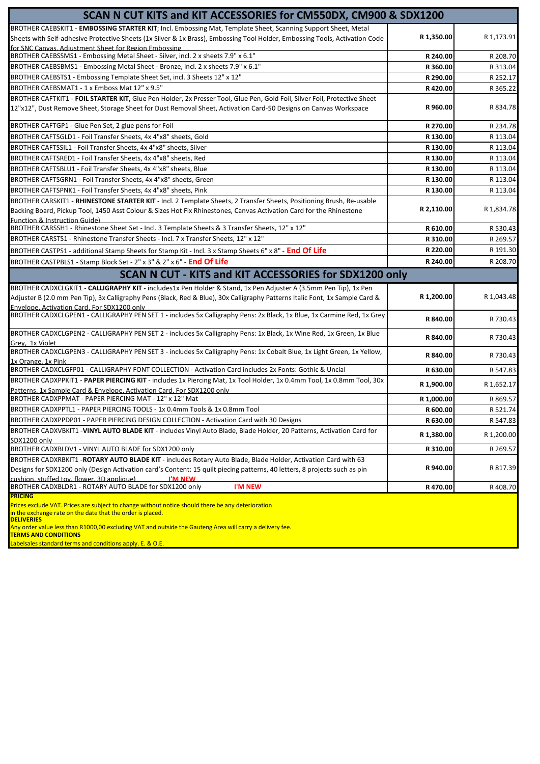| SCAN N CUT KITS and KIT ACCESSORIES for CM550DX, CM900 & SDX1200 | | |
|---|---|---|
| BROTHER CAEBSKIT1 - **EMBOSSING STARTER KIT**; Incl. Embossing Mat, Template Sheet, Scanning Support Sheet, Metal Sheets with Self-adhesive Protective Sheets (1x Silver & 1x Brass), Embossing Tool Holder, Embossing Tools, Activation Code for SNC Canvas. Adjustment Sheet for Region Embossing | **R 1,350.00** | R 1,173.91 |
| BROTHER CAEBSSMS1 - Embossing Metal Sheet - Silver, incl. 2 x sheets 7.9" x 6.1" | **R 240.00** | R 208.70 |
| BROTHER CAEBSBMS1 - Embossing Metal Sheet - Bronze, incl. 2 x sheets 7.9" x 6.1" | **R 360.00** | R 313.04 |
| BROTHER CAEBSTS1 - Embossing Template Sheet Set, incl. 3 Sheets 12" x 12" | **R 290.00** | R 252.17 |
| BROTHER CAEBSMAT1 - 1 x Emboss Mat 12" x 9.5" | **R 420.00** | R 365.22 |
| BROTHER CAFTKIT1 - **FOIL STARTER KIT,** Glue Pen Holder, 2x Presser Tool, Glue Pen, Gold Foil, Silver Foil, Protective Sheet 12"x12", Dust Remove Sheet, Storage Sheet for Dust Removal Sheet, Activation Card-50 Designs on Canvas Workspace | **R 960.00** | R 834.78 |
| BROTHER CAFTGP1 - Glue Pen Set, 2 glue pens for Foil | **R 270.00** | R 234.78 |
| BROTHER CAFTSGLD1 - Foil Transfer Sheets, 4x 4"x8" sheets, Gold | **R 130.00** | R 113.04 |
| BROTHER CAFTSSIL1 - Foil Transfer Sheets, 4x 4"x8" sheets, Silver | **R 130.00** | R 113.04 |
| BROTHER CAFTSRED1 - Foil Transfer Sheets, 4x 4"x8" sheets, Red | **R 130.00** | R 113.04 |
| BROTHER CAFTSBLU1 - Foil Transfer Sheets, 4x 4"x8" sheets, Blue | **R 130.00** | R 113.04 |
| BROTHER CAFTSGRN1 - Foil Transfer Sheets, 4x 4"x8" sheets, Green | **R 130.00** | R 113.04 |
| BROTHER CAFTSPNK1 - Foil Transfer Sheets, 4x 4"x8" sheets, Pink | **R 130.00** | R 113.04 |
| BROTHER CARSKIT1 - **RHINESTONE STARTER KIT** - Incl. 2 Template Sheets, 2 Transfer Sheets, Positioning Brush, Re-usable Backing Board, Pickup Tool, 1450 Asst Colour & Sizes Hot Fix Rhinestones, Canvas Activation Card for the Rhinestone Function & Instruction Guide) | **R 2,110.00** | R 1,834.78 |
| BROTHER CARSSH1 - Rhinestone Sheet Set - Incl. 3 Template Sheets & 3 Transfer Sheets, 12" x 12" | **R 610.00** | R 530.43 |
| BROTHER CARSTS1 - Rhinestone Transfer Sheets - Incl. 7 x Transfer Sheets, 12" x 12" | **R 310.00** | R 269.57 |
| BROTHER CASTPS1 - additional Stamp Sheets for Stamp Kit - Incl. 3 x Stamp Sheets 6" x 8" - **End Of Life** | **R 220.00** | R 191.30 |
| BROTHER CASTPBLS1 - Stamp Block Set - 2" x 3" & 2" x 6" - **End Of Life** | **R 240.00** | R 208.70 |
| **SCAN N CUT - KITS and KIT ACCESSORIES for SDX1200 only** | | |
| BROTHER CADXCLGKIT1 - **CALLIGRAPHY KIT** - includes1x Pen Holder & Stand, 1x Pen Adjuster A (3.5mm Pen Tip), 1x Pen Adjuster B (2.0 mm Pen Tip), 3x Calligraphy Pens (Black, Red & Blue), 30x Calligraphy Patterns Italic Font, 1x Sample Card & Envelope, Activation Card. For SDX1200 only | **R 1,200.00** | R 1,043.48 |
| BROTHER CADXCLGPEN1 - CALLIGRAPHY PEN SET 1 - includes 5x Calligraphy Pens: 2x Black, 1x Blue, 1x Carmine Red, 1x Grey | **R 840.00** | R 730.43 |
| BROTHER CADXCLGPEN2 - CALLIGRAPHY PEN SET 2 - includes 5x Calligraphy Pens: 1x Black, 1x Wine Red, 1x Green, 1x Blue Grey, 1x Violet | **R 840.00** | R 730.43 |
| BROTHER CADXCLGPEN3 - CALLIGRAPHY PEN SET 3 - includes 5x Calligraphy Pens: 1x Cobalt Blue, 1x Light Green, 1x Yellow, 1x Orange, 1x Pink | **R 840.00** | R 730.43 |
| BROTHER CADXCLGFP01 - CALLIGRAPHY FONT COLLECTION - Activation Card includes 2x Fonts: Gothic & Uncial | **R 630.00** | R 547.83 |
| BROTHER CADXPPKIT1 - **PAPER PIERCING KIT** - includes 1x Piercing Mat, 1x Tool Holder, 1x 0.4mm Tool, 1x 0.8mm Tool, 30x Patterns, 1x Sample Card & Envelope, Activation Card. For SDX1200 only | **R 1,900.00** | R 1,652.17 |
| BROTHER CADXPPMAT - PAPER PIERCING MAT - 12" x 12" Mat | **R 1,000.00** | R 869.57 |
| BROTHER CADXPPTL1 - PAPER PIERCING TOOLS - 1x 0.4mm Tools & 1x 0.8mm Tool | **R 600.00** | R 521.74 |
| BROTHER CADXPPDP01 - PAPER PIERCING DESIGN COLLECTION - Activation Card with 30 Designs | **R 630.00** | R 547.83 |
| BROTHER CADXVBKIT1 -**VINYL AUTO BLADE KIT** - includes Vinyl Auto Blade, Blade Holder, 20 Patterns, Activation Card for SDX1200 only | **R 1,380.00** | R 1,200.00 |
| BROTHER CADXBLDV1 - VINYL AUTO BLADE for SDX1200 only | **R 310.00** | R 269.57 |
| BROTHER CADXRBKIT1 -**ROTARY AUTO BLADE KIT** - includes Rotary Auto Blade, Blade Holder, Activation Card with 63 Designs for SDX1200 only (Design Activation card's Content: 15 quilt piecing patterns, 40 letters, 8 projects such as pin cushion, stuffed toy, flower, 3D applique) **I'M NEW** | **R 940.00** | R 817.39 |
| BROTHER CADXBLDR1 - ROTARY AUTO BLADE for SDX1200 only **I'M NEW** | **R 470.00** | R 408.70 |

**PRICING**
Prices exclude VAT. Prices are subject to change without notice should there be any deterioration in the exchange rate on the date that the order is placed.
**DELIVERIES**
Any order value less than R1000,00 excluding VAT and outside the Gauteng Area will carry a delivery fee.
**TERMS AND CONDITIONS**
Labelsales standard terms and conditions apply. E. & O.E.